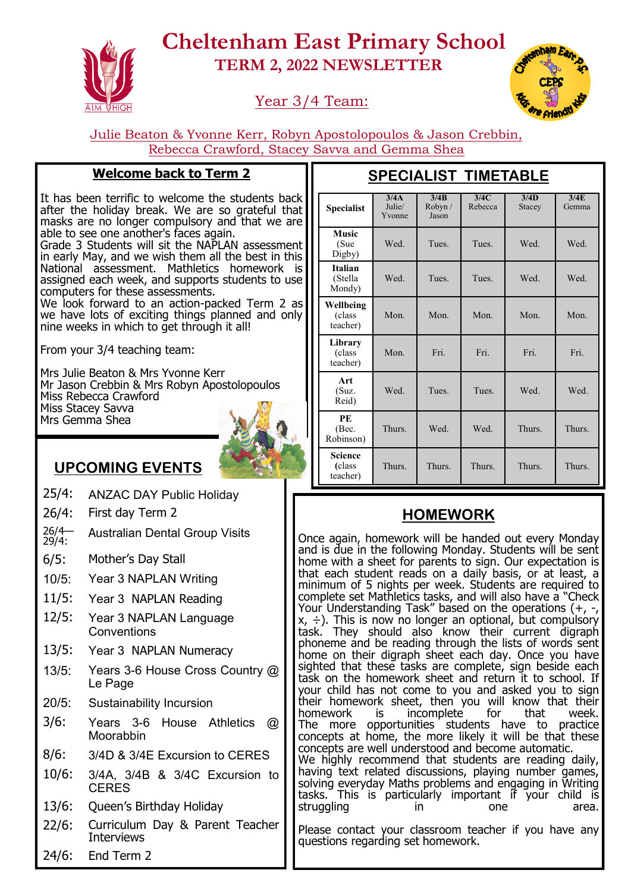# Cheltenham East Primary School

## TERM 2, 2022 NEWSLETTER

Year 3/4 Team:

Julie Beaton & Yvonne Kerr, Robyn Apostolopoulos & Jason Crebbin, Rebecca Crawford, Stacey Savva and Gemma Shea

### Welcome back to Term 2

It has been terrific to welcome the students back after the holiday break. We are so grateful that masks are no longer compulsory and that we are able to see one another's faces again.
Grade 3 Students will sit the NAPLAN assessment in early May, and we wish them all the best in this National assessment. Mathletics homework is assigned each week, and supports students to use computers for these assessments.
We look forward to an action-packed Term 2 as we have lots of exciting things planned and only nine weeks in which to get through it all!

From your 3/4 teaching team:

Mrs Julie Beaton & Mrs Yvonne Kerr
Mr Jason Crebbin & Mrs Robyn Apostolopoulos
Miss Rebecca Crawford
Miss Stacey Savva
Mrs Gemma Shea

### UPCOMING EVENTS

| Date | Event |
|---|---|
| 25/4: | ANZAC DAY Public Holiday |
| 26/4: | First day Term 2 |
| 26/4—29/4: | Australian Dental Group Visits |
| 6/5: | Mother's Day Stall |
| 10/5: | Year 3 NAPLAN Writing |
| 11/5: | Year 3 NAPLAN Reading |
| 12/5: | Year 3 NAPLAN Language Conventions |
| 13/5: | Year 3 NAPLAN Numeracy |
| 13/5: | Years 3-6 House Cross Country @ Le Page |
| 20/5: | Sustainability Incursion |
| 3/6: | Years 3-6 House Athletics @ Moorabbin |
| 8/6: | 3/4D & 3/4E Excursion to CERES |
| 10/6: | 3/4A, 3/4B & 3/4C Excursion to CERES |
| 13/6: | Queen's Birthday Holiday |
| 22/6: | Curriculum Day & Parent Teacher Interviews |
| 24/6: | End Term 2 |

### SPECIALIST TIMETABLE

| Specialist | 3/4A Julie/ Yvonne | 3/4B Robyn / Jason | 3/4C Rebecca | 3/4D Stacey | 3/4E Gemma |
|---|---|---|---|---|---|
| Music (Sue Digby) | Wed. | Tues. | Tues. | Wed. | Wed. |
| Italian (Stella Mondy) | Wed. | Tues. | Tues. | Wed. | Wed. |
| Wellbeing (class teacher) | Mon. | Mon. | Mon. | Mon. | Mon. |
| Library (class teacher) | Mon. | Fri. | Fri. | Fri. | Fri. |
| Art (Suz. Reid) | Wed. | Tues. | Tues. | Wed. | Wed. |
| PE (Bec. Robinson) | Thurs. | Wed. | Wed. | Thurs. | Thurs. |
| Science (class teacher) | Thurs. | Thurs. | Thurs. | Thurs. | Thurs. |

### HOMEWORK

Once again, homework will be handed out every Monday and is due in the following Monday. Students will be sent home with a sheet for parents to sign. Our expectation is that each student reads on a daily basis, or at least, a minimum of 5 nights per week. Students are required to complete set Mathletics tasks, and will also have a "Check Your Understanding Task" based on the operations (+, -, x, ÷). This is now no longer an optional, but compulsory task. They should also know their current digraph phoneme and be reading through the lists of words sent home on their digraph sheet each day. Once you have sighted that these tasks are complete, sign beside each task on the homework sheet and return it to school. If your child has not come to you and asked you to sign their homework sheet, then you will know that their homework is incomplete for that week. The more opportunities students have to practice concepts at home, the more likely it will be that these concepts are well understood and become automatic.
We highly recommend that students are reading daily, having text related discussions, playing number games, solving everyday Maths problems and engaging in Writing tasks. This is particularly important if your child is struggling in one area.

Please contact your classroom teacher if you have any questions regarding set homework.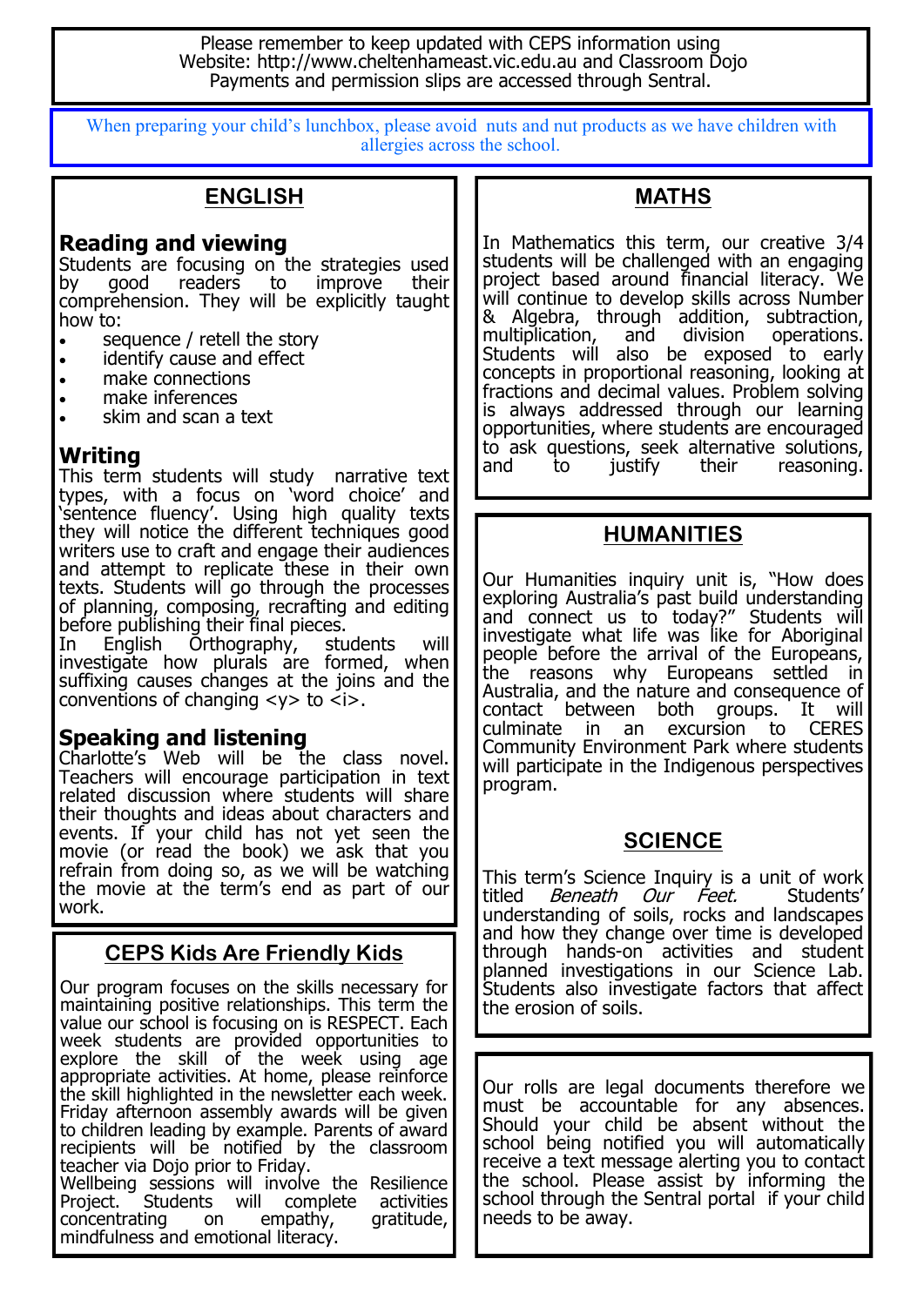Please remember to keep updated with CEPS information using
Website: http://www.cheltenhameast.vic.edu.au and Classroom Dojo
Payments and permission slips are accessed through Sentral.

When preparing your child's lunchbox, please avoid nuts and nut products as we have children with allergies across the school.

## ENGLISH

### Reading and viewing

Students are focusing on the strategies used by good readers to improve their comprehension. They will be explicitly taught how to:

- sequence / retell the story
- identify cause and effect
- make connections
- make inferences
- skim and scan a text

### Writing

This term students will study narrative text types, with a focus on 'word choice' and 'sentence fluency'. Using high quality texts they will notice the different techniques good writers use to craft and engage their audiences and attempt to replicate these in their own texts. Students will go through the processes of planning, composing, recrafting and editing before publishing their final pieces.

In English Orthography, students will investigate how plurals are formed, when suffixing causes changes at the joins and the conventions of changing <y> to <i>.

### Speaking and listening

Charlotte's Web will be the class novel. Teachers will encourage participation in text related discussion where students will share their thoughts and ideas about characters and events. If your child has not yet seen the movie (or read the book) we ask that you refrain from doing so, as we will be watching the movie at the term's end as part of our work.

## CEPS Kids Are Friendly Kids

Our program focuses on the skills necessary for maintaining positive relationships. This term the value our school is focusing on is RESPECT. Each week students are provided opportunities to explore the skill of the week using age appropriate activities. At home, please reinforce the skill highlighted in the newsletter each week. Friday afternoon assembly awards will be given to children leading by example. Parents of award recipients will be notified by the classroom teacher via Dojo prior to Friday.

Wellbeing sessions will involve the Resilience Project. Students will complete activities concentrating on empathy, gratitude, mindfulness and emotional literacy.

## MATHS

In Mathematics this term, our creative 3/4 students will be challenged with an engaging project based around financial literacy. We will continue to develop skills across Number & Algebra, through addition, subtraction, multiplication, and division operations. Students will also be exposed to early concepts in proportional reasoning, looking at fractions and decimal values. Problem solving is always addressed through our learning opportunities, where students are encouraged to ask questions, seek alternative solutions, and to justify their reasoning.

## HUMANITIES

Our Humanities inquiry unit is, "How does exploring Australia's past build understanding and connect us to today?" Students will investigate what life was like for Aboriginal people before the arrival of the Europeans, the reasons why Europeans settled in Australia, and the nature and consequence of contact between both groups. It will culminate in an excursion to CERES Community Environment Park where students will participate in the Indigenous perspectives program.

## SCIENCE

This term's Science Inquiry is a unit of work titled *Beneath Our Feet.* Students' understanding of soils, rocks and landscapes and how they change over time is developed through hands-on activities and student planned investigations in our Science Lab. Students also investigate factors that affect the erosion of soils.

Our rolls are legal documents therefore we must be accountable for any absences. Should your child be absent without the school being notified you will automatically receive a text message alerting you to contact the school. Please assist by informing the school through the Sentral portal if your child needs to be away.